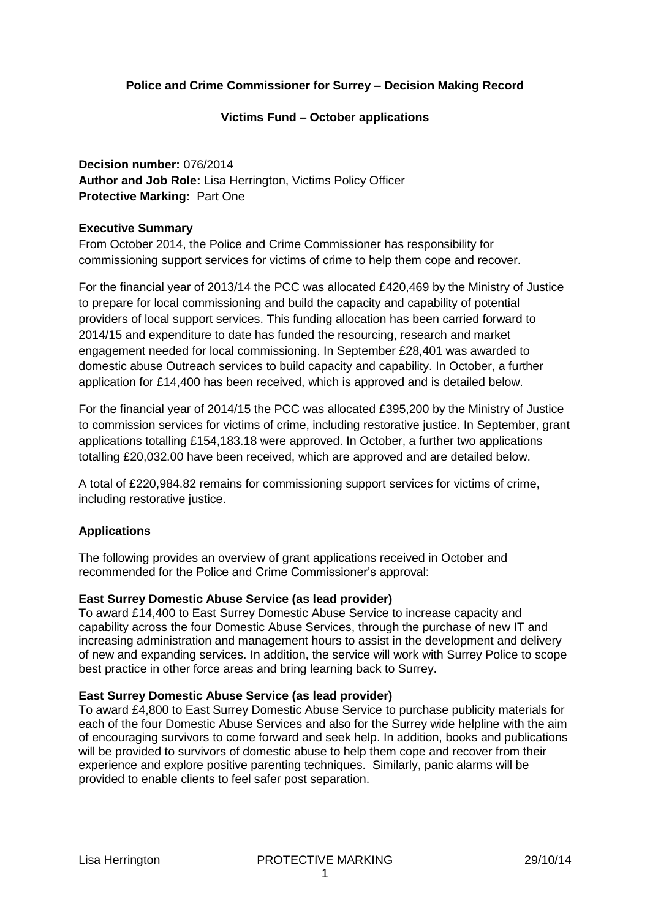**Police and Crime Commissioner for Surrey – Decision Making Record**

**Victims Fund – October applications**

**Decision number:** 076/2014
**Author and Job Role:** Lisa Herrington, Victims Policy Officer
**Protective Marking:** Part One

**Executive Summary**

From October 2014, the Police and Crime Commissioner has responsibility for commissioning support services for victims of crime to help them cope and recover.

For the financial year of 2013/14 the PCC was allocated £420,469 by the Ministry of Justice to prepare for local commissioning and build the capacity and capability of potential providers of local support services. This funding allocation has been carried forward to 2014/15 and expenditure to date has funded the resourcing, research and market engagement needed for local commissioning. In September £28,401 was awarded to domestic abuse Outreach services to build capacity and capability. In October, a further application for £14,400 has been received, which is approved and is detailed below.

For the financial year of 2014/15 the PCC was allocated £395,200 by the Ministry of Justice to commission services for victims of crime, including restorative justice. In September, grant applications totalling £154,183.18 were approved. In October, a further two applications totalling £20,032.00 have been received, which are approved and are detailed below.

A total of £220,984.82 remains for commissioning support services for victims of crime, including restorative justice.

**Applications**

The following provides an overview of grant applications received in October and recommended for the Police and Crime Commissioner's approval:

**East Surrey Domestic Abuse Service (as lead provider)**

To award £14,400 to East Surrey Domestic Abuse Service to increase capacity and capability across the four Domestic Abuse Services, through the purchase of new IT and increasing administration and management hours to assist in the development and delivery of new and expanding services. In addition, the service will work with Surrey Police to scope best practice in other force areas and bring learning back to Surrey.

**East Surrey Domestic Abuse Service (as lead provider)**

To award £4,800 to East Surrey Domestic Abuse Service to purchase publicity materials for each of the four Domestic Abuse Services and also for the Surrey wide helpline with the aim of encouraging survivors to come forward and seek help. In addition, books and publications will be provided to survivors of domestic abuse to help them cope and recover from their experience and explore positive parenting techniques. Similarly, panic alarms will be provided to enable clients to feel safer post separation.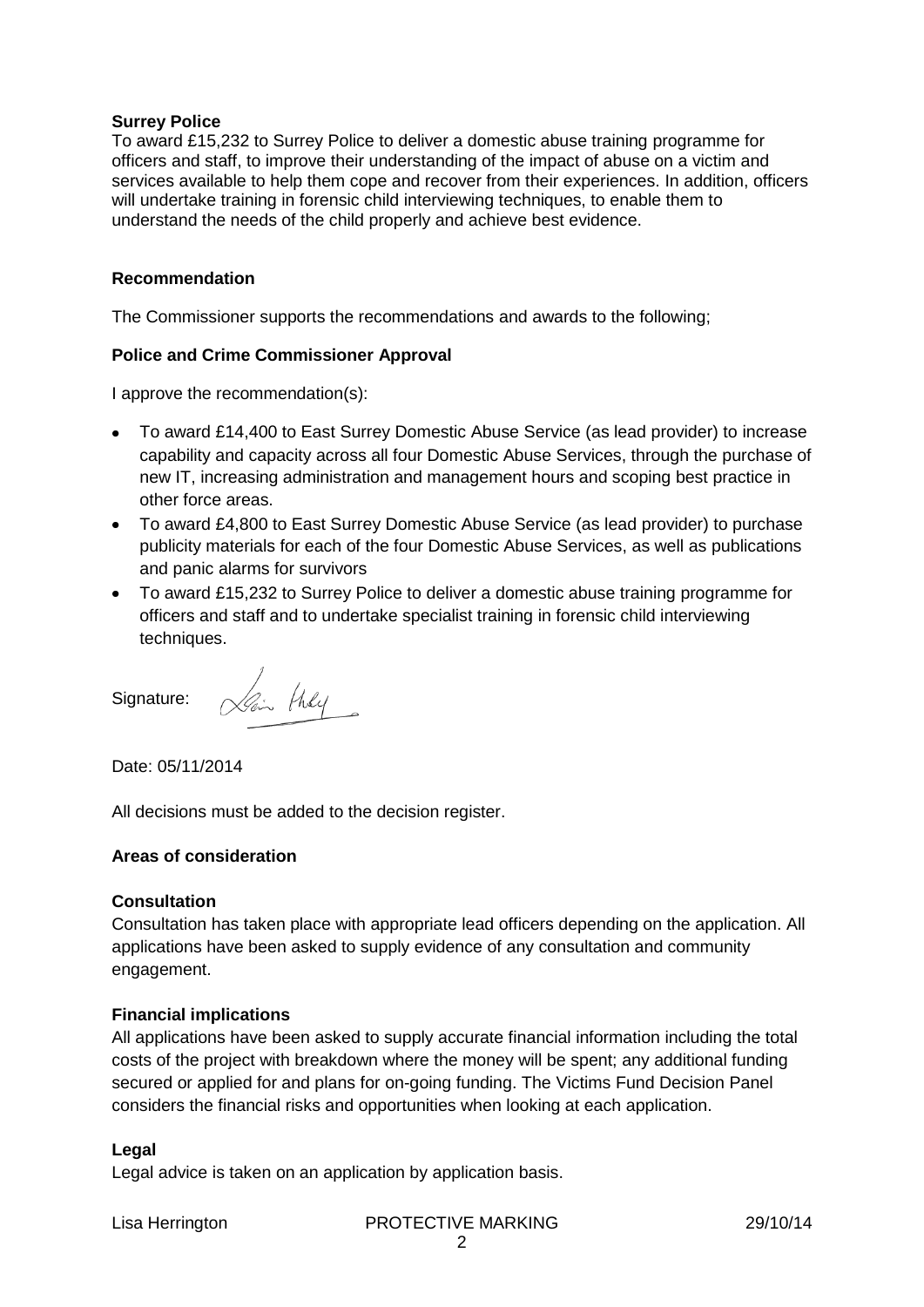**Surrey Police**

To award £15,232 to Surrey Police to deliver a domestic abuse training programme for officers and staff, to improve their understanding of the impact of abuse on a victim and services available to help them cope and recover from their experiences. In addition, officers will undertake training in forensic child interviewing techniques, to enable them to understand the needs of the child properly and achieve best evidence.

**Recommendation**

The Commissioner supports the recommendations and awards to the following;

**Police and Crime Commissioner Approval**

I approve the recommendation(s):

- To award £14,400 to East Surrey Domestic Abuse Service (as lead provider) to increase capability and capacity across all four Domestic Abuse Services, through the purchase of new IT, increasing administration and management hours and scoping best practice in other force areas.
- To award £4,800 to East Surrey Domestic Abuse Service (as lead provider) to purchase publicity materials for each of the four Domestic Abuse Services, as well as publications and panic alarms for survivors
- To award £15,232 to Surrey Police to deliver a domestic abuse training programme for officers and staff and to undertake specialist training in forensic child interviewing techniques.

Signature:

Date: 05/11/2014

All decisions must be added to the decision register.

**Areas of consideration**

**Consultation**

Consultation has taken place with appropriate lead officers depending on the application. All applications have been asked to supply evidence of any consultation and community engagement.

**Financial implications**

All applications have been asked to supply accurate financial information including the total costs of the project with breakdown where the money will be spent; any additional funding secured or applied for and plans for on-going funding. The Victims Fund Decision Panel considers the financial risks and opportunities when looking at each application.

**Legal**

Legal advice is taken on an application by application basis.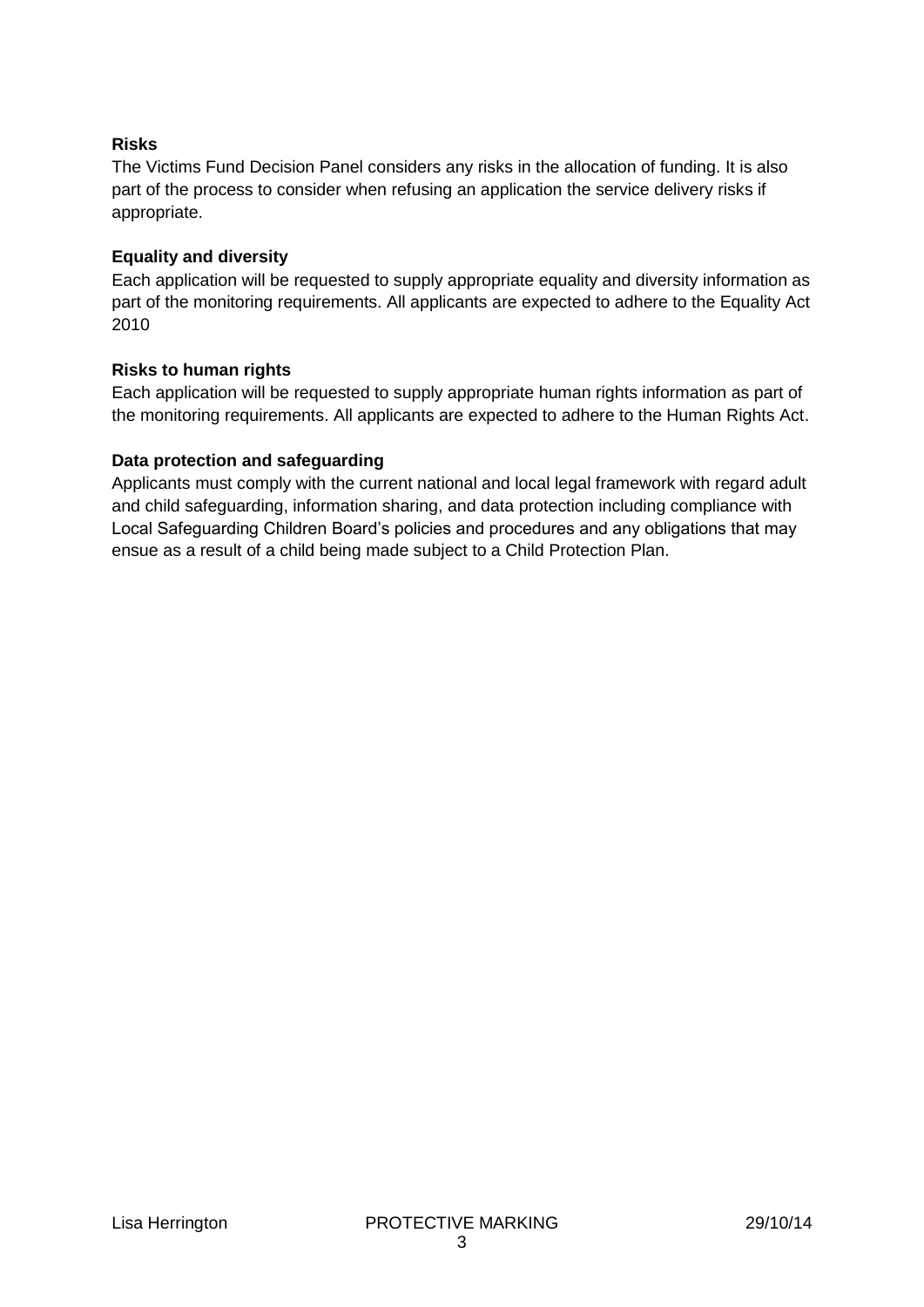**Risks**

The Victims Fund Decision Panel considers any risks in the allocation of funding. It is also part of the process to consider when refusing an application the service delivery risks if appropriate.

**Equality and diversity**

Each application will be requested to supply appropriate equality and diversity information as part of the monitoring requirements. All applicants are expected to adhere to the Equality Act 2010

**Risks to human rights**

Each application will be requested to supply appropriate human rights information as part of the monitoring requirements. All applicants are expected to adhere to the Human Rights Act.

**Data protection and safeguarding**

Applicants must comply with the current national and local legal framework with regard adult and child safeguarding, information sharing, and data protection including compliance with Local Safeguarding Children Board's policies and procedures and any obligations that may ensue as a result of a child being made subject to a Child Protection Plan.